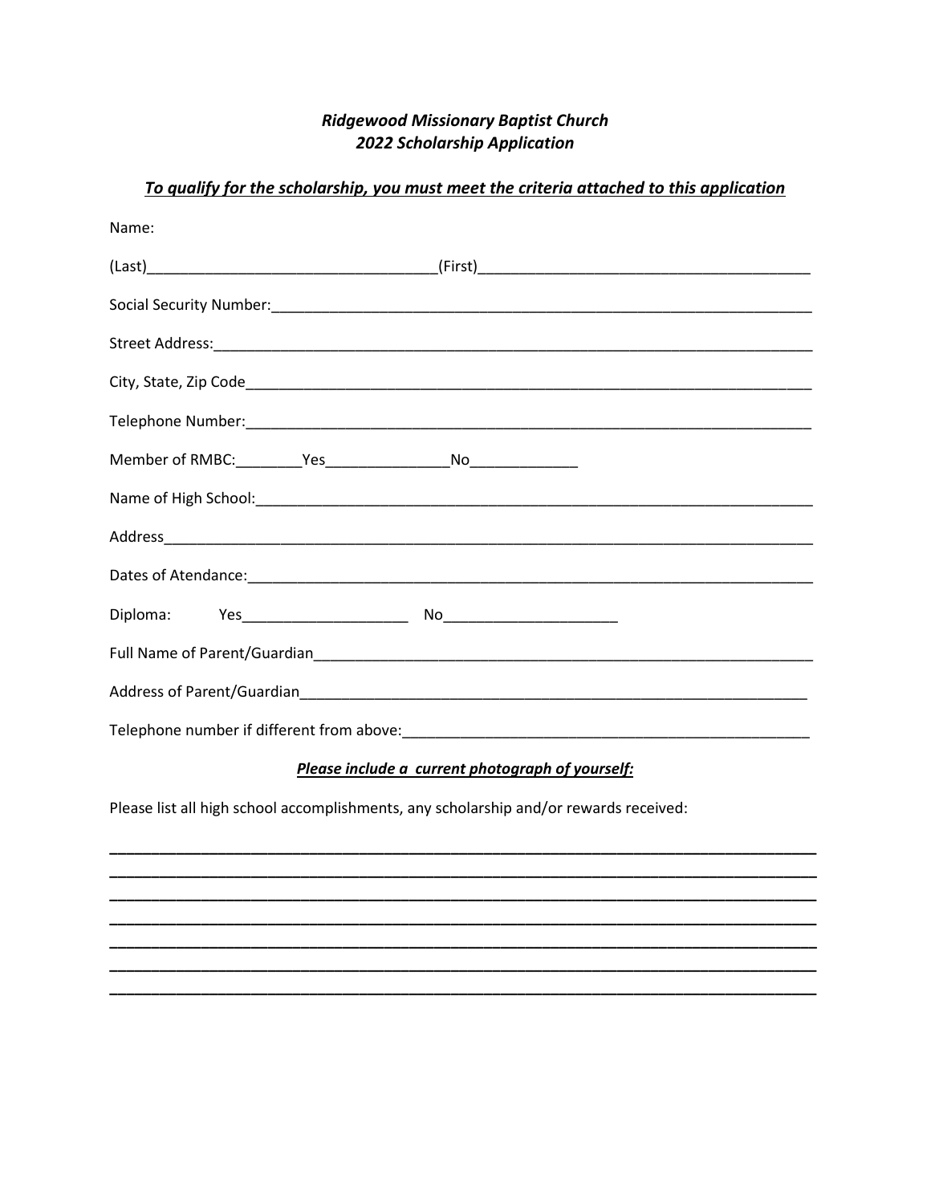***Ridgewood Missionary Baptist Church***
***2022 Scholarship Application***

***To qualify for the scholarship, you must meet the criteria attached to this application***

Name:

(Last)___________________________________(First)_________________________________________

Social Security Number:____________________________________________________________________

Street Address:___________________________________________________________________________

City, State, Zip Code_______________________________________________________________________

Telephone Number:_______________________________________________________________________

Member of RMBC:________Yes_______________No_____________

Name of High School:______________________________________________________________________

Address_________________________________________________________________________________

Dates of Atendance:________________________________________________________________________

Diploma: Yes____________________ No_____________________

Full Name of Parent/Guardian________________________________________________________________

Address of Parent/Guardian__________________________________________________________________

Telephone number if different from above:____________________________________________________

***Please include a current photograph of yourself:***

Please list all high school accomplishments, any scholarship and/or rewards received:

______________________________________________________________________________________
______________________________________________________________________________________
______________________________________________________________________________________
______________________________________________________________________________________
______________________________________________________________________________________
______________________________________________________________________________________
______________________________________________________________________________________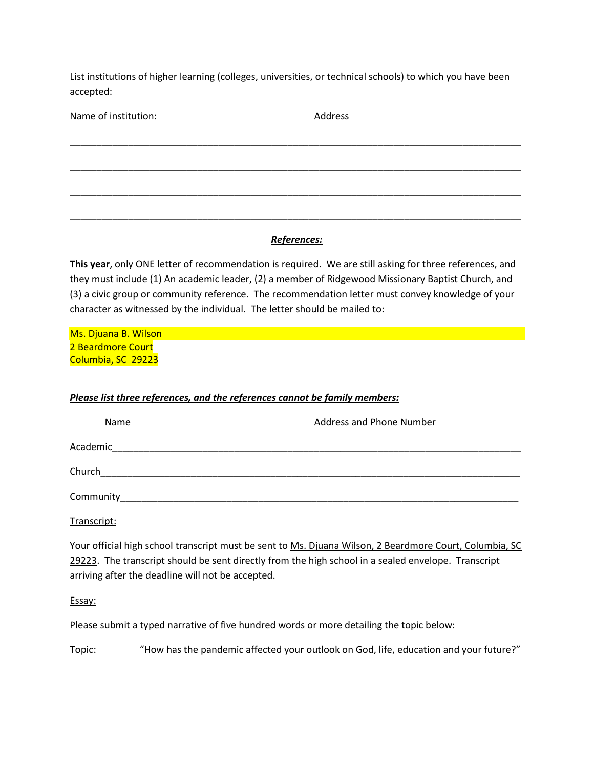List institutions of higher learning (colleges, universities, or technical schools) to which you have been accepted:

Name of institution: Address

\_\_\_\_\_\_\_\_\_\_\_\_\_\_\_\_\_\_\_\_\_\_\_\_\_\_\_\_\_\_\_\_\_\_\_\_\_\_\_\_\_\_\_\_\_\_\_\_\_\_\_\_\_\_\_\_\_\_\_\_\_\_\_\_\_\_\_\_\_\_\_\_\_\_\_\_\_\_\_\_

\_\_\_\_\_\_\_\_\_\_\_\_\_\_\_\_\_\_\_\_\_\_\_\_\_\_\_\_\_\_\_\_\_\_\_\_\_\_\_\_\_\_\_\_\_\_\_\_\_\_\_\_\_\_\_\_\_\_\_\_\_\_\_\_\_\_\_\_\_\_\_\_\_\_\_\_\_\_\_\_

\_\_\_\_\_\_\_\_\_\_\_\_\_\_\_\_\_\_\_\_\_\_\_\_\_\_\_\_\_\_\_\_\_\_\_\_\_\_\_\_\_\_\_\_\_\_\_\_\_\_\_\_\_\_\_\_\_\_\_\_\_\_\_\_\_\_\_\_\_\_\_\_\_\_\_\_\_\_\_\_

\_\_\_\_\_\_\_\_\_\_\_\_\_\_\_\_\_\_\_\_\_\_\_\_\_\_\_\_\_\_\_\_\_\_\_\_\_\_\_\_\_\_\_\_\_\_\_\_\_\_\_\_\_\_\_\_\_\_\_\_\_\_\_\_\_\_\_\_\_\_\_\_\_\_\_\_\_\_\_\_

***References:***

**This year**, only ONE letter of recommendation is required. We are still asking for three references, and they must include (1) An academic leader, (2) a member of Ridgewood Missionary Baptist Church, and (3) a civic group or community reference. The recommendation letter must convey knowledge of your character as witnessed by the individual. The letter should be mailed to:

Ms. Djuana B. Wilson
2 Beardmore Court
Columbia, SC 29223

***Please list three references, and the references cannot be family members:***

Name Address and Phone Number

Academic\_\_\_\_\_\_\_\_\_\_\_\_\_\_\_\_\_\_\_\_\_\_\_\_\_\_\_\_\_\_\_\_\_\_\_\_\_\_\_\_\_\_\_\_\_\_\_\_\_\_\_\_\_\_\_\_\_\_\_\_\_\_\_\_\_\_\_\_\_\_\_

Church\_\_\_\_\_\_\_\_\_\_\_\_\_\_\_\_\_\_\_\_\_\_\_\_\_\_\_\_\_\_\_\_\_\_\_\_\_\_\_\_\_\_\_\_\_\_\_\_\_\_\_\_\_\_\_\_\_\_\_\_\_\_\_\_\_\_\_\_\_\_\_\_\_

Community\_\_\_\_\_\_\_\_\_\_\_\_\_\_\_\_\_\_\_\_\_\_\_\_\_\_\_\_\_\_\_\_\_\_\_\_\_\_\_\_\_\_\_\_\_\_\_\_\_\_\_\_\_\_\_\_\_\_\_\_\_\_\_\_\_\_\_\_

Transcript:

Your official high school transcript must be sent to Ms. Djuana Wilson, 2 Beardmore Court, Columbia, SC 29223. The transcript should be sent directly from the high school in a sealed envelope. Transcript arriving after the deadline will not be accepted.

Essay:

Please submit a typed narrative of five hundred words or more detailing the topic below:

Topic: "How has the pandemic affected your outlook on God, life, education and your future?"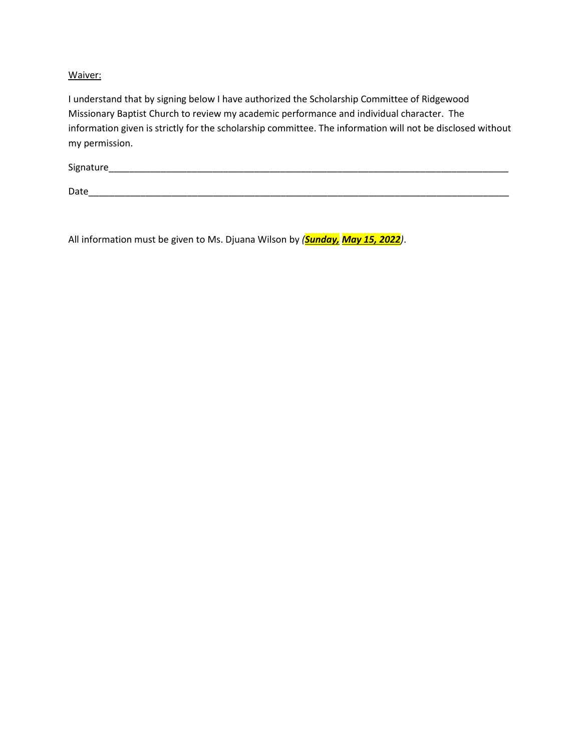Waiver:

I understand that by signing below I have authorized the Scholarship Committee of Ridgewood Missionary Baptist Church to review my academic performance and individual character. The information given is strictly for the scholarship committee. The information will not be disclosed without my permission.

Signature_______________________________________________________________________________

Date___________________________________________________________________________________

All information must be given to Ms. Djuana Wilson by *(**Sunday, May 15, 2022**)*.